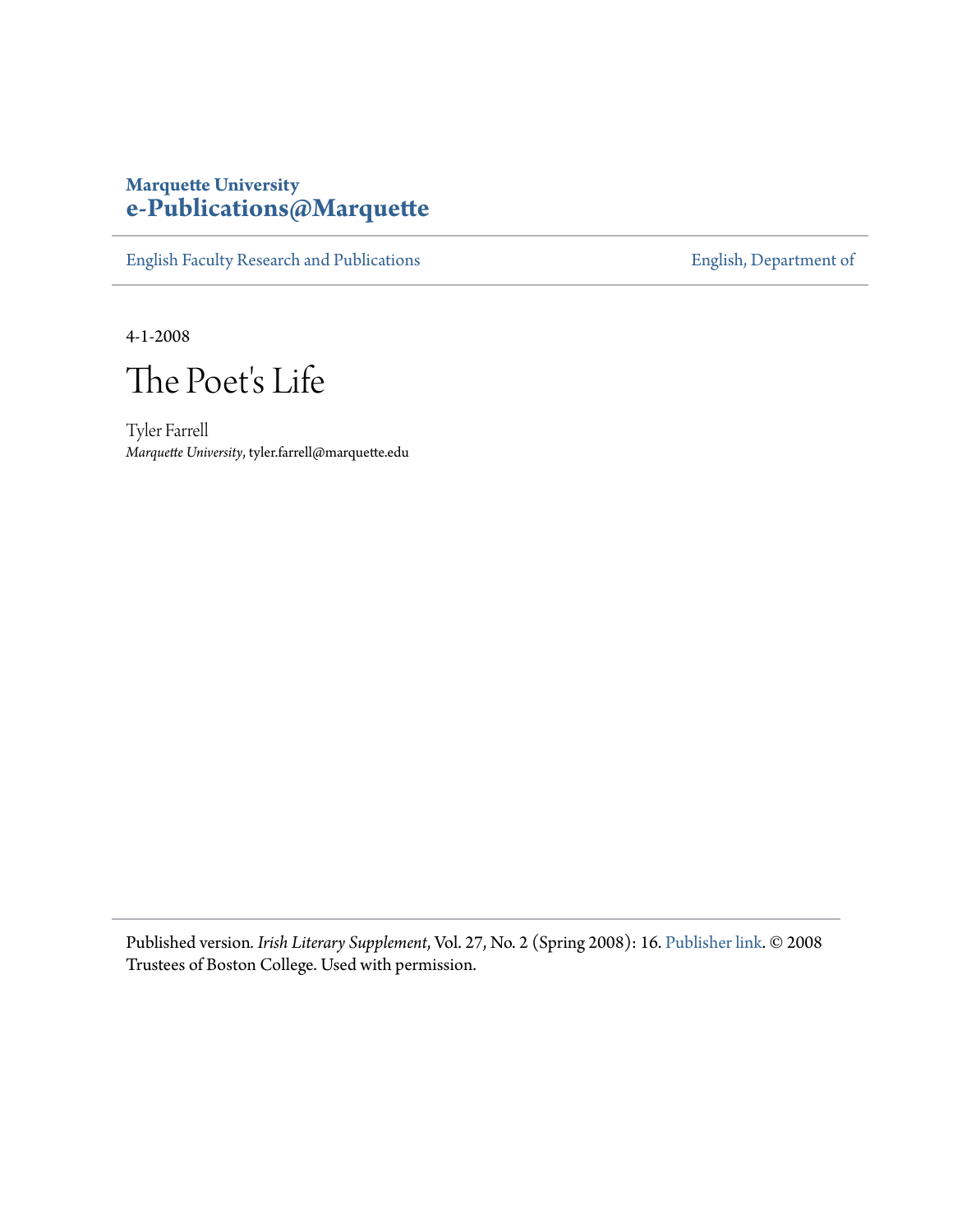**Marquette University**
**e-Publications@Marquette**

English Faculty Research and Publications — English, Department of

4-1-2008

# The Poet's Life

Tyler Farrell
*Marquette University*, tyler.farrell@marquette.edu

Published version. *Irish Literary Supplement*, Vol. 27, No. 2 (Spring 2008): 16. Publisher link. © 2008 Trustees of Boston College. Used with permission.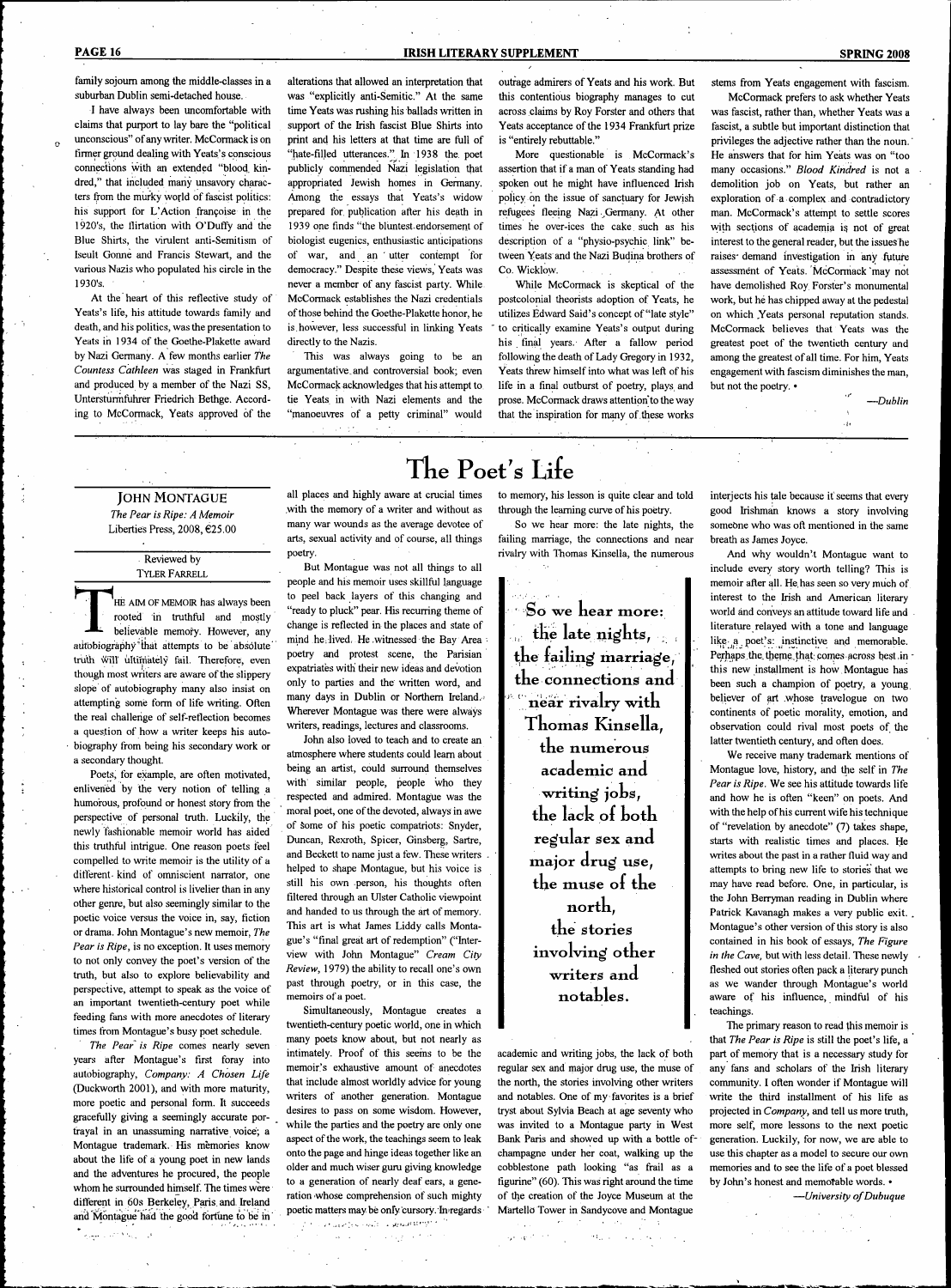family sojourn among the middle-classes in a suburban Dublin semi-detached house.

I have always been uncomfortable with claims that purport to lay bare the "political unconscious" of any writer. McCormack is on firmer ground dealing with Yeats's conscious connections with an extended "blood kindred," that included many unsavory characters from the murky world of fascist politics: his support for L'Action française in the 1920's, the flirtation with O'Duffy and the Blue Shirts, the virulent anti-Semitism of Iseult Gonne and Francis Stewart, and the various Nazis who populated his circle in the 1930's.

At the heart of this reflective study of Yeats's life, his attitude towards family and death, and his politics, was the presentation to Yeats in 1934 of the Goethe-Plakette award by Nazi Germany. A few months earlier *The Countess Cathleen* was staged in Frankfurt and produced by a member of the Nazi SS, Untersturmführer Friedrich Bethge. According to McCormack, Yeats approved of the alterations that allowed an interpretation that was "explicitly anti-Semitic." At the same time Yeats was rushing his ballads written in support of the Irish fascist Blue Shirts into print and his letters at that time are full of "hate-filled utterances." In 1938 the poet publicly commended Nazi legislation that appropriated Jewish homes in Germany. Among the essays that Yeats's widow prepared for publication after his death in 1939 one finds "the bluntest endorsement of biologist eugenics, enthusiastic anticipations of war, and an utter contempt for democracy." Despite these views, Yeats was never a member of any fascist party. While McCormack establishes the Nazi credentials of those behind the Goethe-Plakette honor, he is however, less successful in linking Yeats directly to the Nazis.

This was always going to be an argumentative and controversial book; even McCormack acknowledges that his attempt to tie Yeats in with Nazi elements and the "manoeuvres of a petty criminal" would outrage admirers of Yeats and his work. But this contentious biography manages to cut across claims by Roy Forster and others that Yeats acceptance of the 1934 Frankfurt prize is "entirely rebuttable."

More questionable is McCormack's assertion that if a man of Yeats standing had spoken out he might have influenced Irish policy on the issue of sanctuary for Jewish refugees fleeing Nazi Germany. At other times he over-ices the cake such as his description of a "physio-psychic link" between Yeats and the Nazi Budina brothers of Co. Wicklow.

While McCormack is skeptical of the postcolonial theorists adoption of Yeats, he utilizes Edward Said's concept of "late style" to critically examine Yeats's output during his final years. After a fallow period following the death of Lady Gregory in 1932, Yeats threw himself into what was left of his life in a final outburst of poetry, plays and prose. McCormack draws attention to the way that the inspiration for many of these works stems from Yeats engagement with fascism.

McCormack prefers to ask whether Yeats was fascist, rather than, whether Yeats was a fascist, a subtle but important distinction that privileges the adjective rather than the noun. He answers that for him Yeats was on "too many occasions." *Blood Kindred* is not a demolition job on Yeats, but rather an exploration of a complex and contradictory man. McCormack's attempt to settle scores with sections of academia is not of great interest to the general reader, but the issues he raises demand investigation in any future assessment of Yeats. McCormack may not have demolished Roy Forster's monumental work, but he has chipped away at the pedestal on which Yeats personal reputation stands. McCormack believes that Yeats was the greatest poet of the twentieth century and among the greatest of all time. For him, Yeats engagement with fascism diminishes the man, but not the poetry. •

—*Dublin*

# The Poet's Life

**John Montague**
*The Pear is Ripe: A Memoir*
Liberties Press, 2008, €25.00

Reviewed by
Tyler Farrell

The aim of memoir has always been rooted in truthful and mostly believable memory. However, any autobiography that attempts to be absolute truth will ultimately fail. Therefore, even though most writers are aware of the slippery slope of autobiography many also insist on attempting some form of life writing. Often the real challenge of self-reflection becomes a question of how a writer keeps his autobiography from being his secondary work or a secondary thought.

Poets, for example, are often motivated, enlivened by the very notion of telling a humorous, profound or honest story from the perspective of personal truth. Luckily, the newly fashionable memoir world has aided this truthful intrigue. One reason poets feel compelled to write memoir is the utility of a different kind of omniscient narrator, one where historical control is livelier than in any other genre, but also seemingly similar to the poetic voice versus the voice in, say, fiction or drama. John Montague's new memoir, *The Pear is Ripe*, is no exception. It uses memory to not only convey the poet's version of the truth, but also to explore believability and perspective, attempt to speak as the voice of an important twentieth-century poet while feeding fans with more anecdotes of literary times from Montague's busy poet schedule.

*The Pear is Ripe* comes nearly seven years after Montague's first foray into autobiography, *Company: A Chosen Life* (Duckworth 2001), and with more maturity, more poetic and personal form. It succeeds gracefully giving a seemingly accurate portrayal in an unassuming narrative voice; a Montague trademark. His memories know about the life of a young poet in new lands and the adventures he procured, the people whom he surrounded himself. The times were different in 60s Berkeley, Paris and Ireland and Montague had the good fortune to be in all places and highly aware at crucial times with the memory of a writer and without as many war wounds as the average devotee of arts, sexual activity and of course, all things poetry.

But Montague was not all things to all people and his memoir uses skillful language to peel back layers of this changing and "ready to pluck" pear. His recurring theme of change is reflected in the places and state of mind he lived. He witnessed the Bay Area poetry and protest scene, the Parisian expatriates with their new ideas and devotion only to parties and the written word, and many days in Dublin or Northern Ireland. Wherever Montague was there were always writers, readings, lectures and classrooms.

John also loved to teach and to create an atmosphere where students could learn about being an artist, could surround themselves with similar people, people who they respected and admired. Montague was the moral poet, one of the devoted, always in awe of some of his poetic compatriots: Snyder, Duncan, Rexroth, Spicer, Ginsberg, Sartre, and Beckett to name just a few. These writers helped to shape Montague, but his voice is still his own person, his thoughts often filtered through an Ulster Catholic viewpoint and handed to us through the art of memory. This art is what James Liddy calls Montague's "final great art of redemption" ("Interview with John Montague" *Cream City Review*, 1979) the ability to recall one's own past through poetry, or in this case, the memoirs of a poet.

Simultaneously, Montague creates a twentieth-century poetic world, one in which many poets know about, but not nearly as intimately. Proof of this seems to be the memoir's exhaustive amount of anecdotes that include almost worldly advice for young writers of another generation. Montague desires to pass on some wisdom. However, while the parties and the poetry are only one aspect of the work, the teachings seem to leak onto the page and hinge ideas together like an older and much wiser guru giving knowledge to a generation of nearly deaf ears, a generation whose comprehension of such mighty poetic matters may be only cursory. In regards to memory, his lesson is quite clear and told through the learning curve of his poetry.

So we hear more: the late nights, the failing marriage, the connections and near rivalry with Thomas Kinsella, the numerous academic and writing jobs, the lack of both regular sex and major drug use, the muse of the north, the stories involving other writers and notables. One of my favorites is a brief tryst about Sylvia Beach at age seventy who was invited to a Montague party in West Bank Paris and showed up with a bottle of champagne under her coat, walking up the cobblestone path looking "as frail as a figurine" (60). This was right around the time of the creation of the Joyce Museum at the Martello Tower in Sandycove and Montague interjects his tale because it seems that every good Irishman knows a story involving someone who was ever mentioned in the same breath as James Joyce.

> So we hear more: the late nights, the failing marriage, the connections and near rivalry with Thomas Kinsella, the numerous academic and writing jobs, the lack of both regular sex and major drug use, the muse of the north, the stories involving other writers and notables.

And why wouldn't Montague want to include every story worth telling? This is memoir after all. He has seen so very much of interest to the Irish and American literary world and conveys an attitude toward life and literature relayed with a tone and language like a poet's: instinctive and memorable. Perhaps the theme that comes across best in this new installment is how Montague has been such a champion of poetry, a young believer of art whose travelogue on two continents of poetic morality, emotion, and observation could rival most poets of the latter twentieth century, and often does.

We receive many trademark mentions of Montague love, history, and the self in *The Pear is Ripe*. We see his attitude towards life and how he is often "keen" on poets. And with the help of his current wife his technique of "revelation by anecdote" (7) takes shape, starts with realistic times and places. He writes about the past in a rather fluid way and attempts to bring new life to stories that we may have read before. One, in particular, is the John Berryman reading in Dublin where Patrick Kavanagh makes a very public exit. Montague's other version of this story is also contained in his book of essays, *The Figure in the Cave*, but with less detail. These newly fleshed out stories often pack a literary punch as we wander through Montague's world aware of his influence, mindful of his teachings.

The primary reason to read this memoir is that *The Pear is Ripe* is still the poet's life, a part of memory that is a necessary study for any fans and scholars of the Irish literary community. I often wonder if Montague will write the third installment of his life as projected in *Company*, and tell us more truth, more self, more lessons to the next poetic generation. Luckily, for now, we are able to use this chapter as a model to secure our own memories and to see the life of a poet blessed by John's honest and memorable words. •

—*University of Dubuque*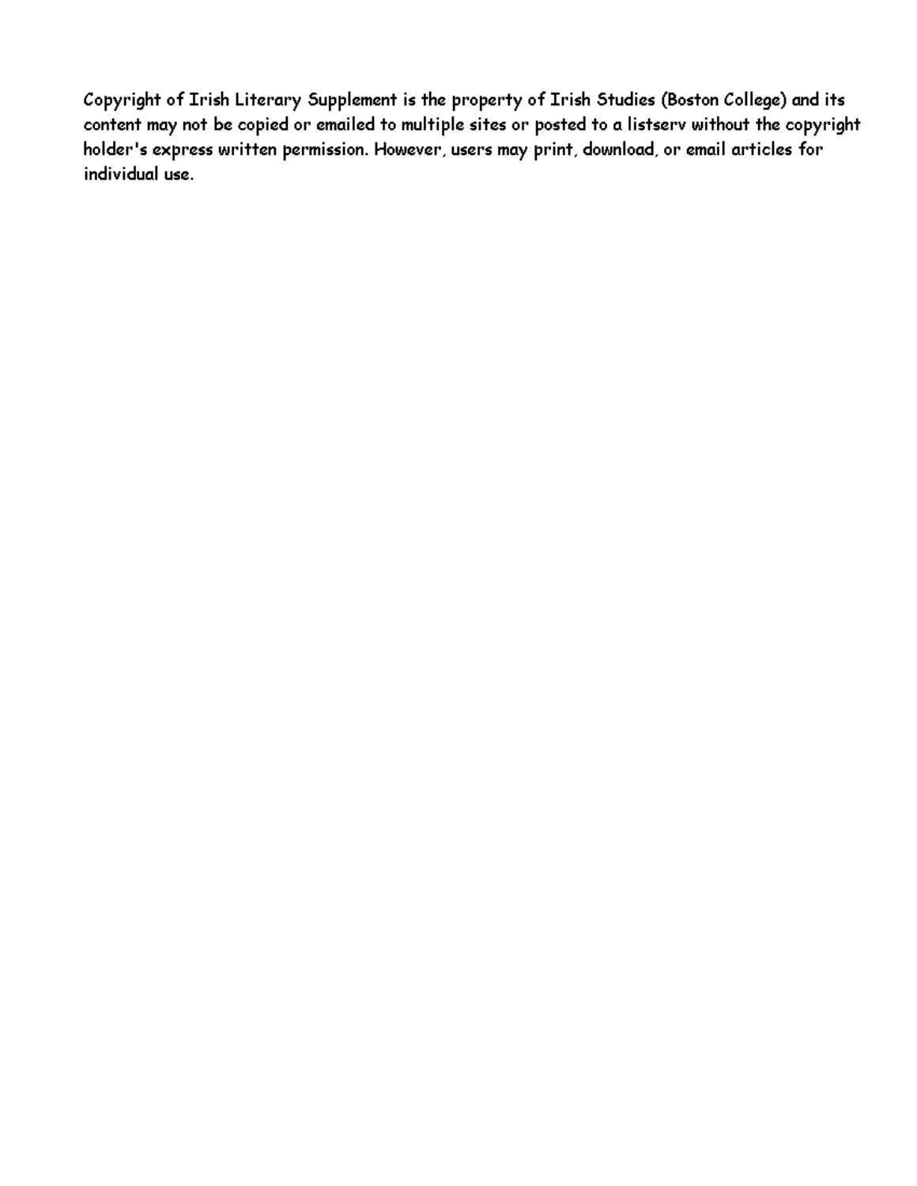Copyright of Irish Literary Supplement is the property of Irish Studies (Boston College) and its content may not be copied or emailed to multiple sites or posted to a listserv without the copyright holder's express written permission. However, users may print, download, or email articles for individual use.